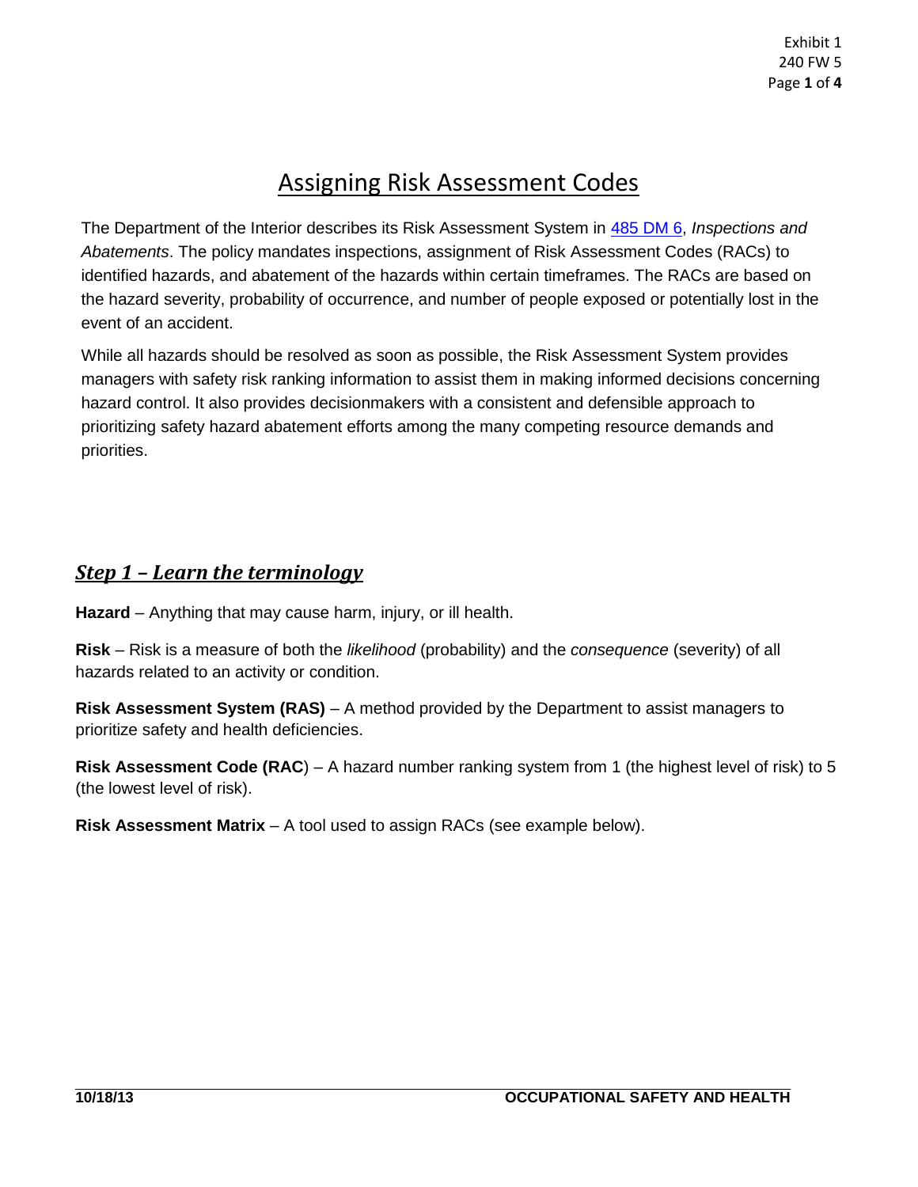# Assigning Risk Assessment Codes

The Department of the Interior describes its Risk Assessment System in 485 DM 6, *Inspections and Abatements*. The policy mandates inspections, assignment of Risk Assessment Codes (RACs) to identified hazards, and abatement of the hazards within certain timeframes. The RACs are based on the hazard severity, probability of occurrence, and number of people exposed or potentially lost in the event of an accident.

While all hazards should be resolved as soon as possible, the Risk Assessment System provides managers with safety risk ranking information to assist them in making informed decisions concerning hazard control. It also provides decisionmakers with a consistent and defensible approach to prioritizing safety hazard abatement efforts among the many competing resource demands and priorities.

## *Step 1 – Learn the terminology*

**Hazard** – Anything that may cause harm, injury, or ill health.

**Risk** – Risk is a measure of both the *likelihood* (probability) and the *consequence* (severity) of all hazards related to an activity or condition.

**Risk Assessment System (RAS)** – A method provided by the Department to assist managers to prioritize safety and health deficiencies.

**Risk Assessment Code (RAC)** – A hazard number ranking system from 1 (the highest level of risk) to 5 (the lowest level of risk).

**Risk Assessment Matrix** – A tool used to assign RACs (see example below).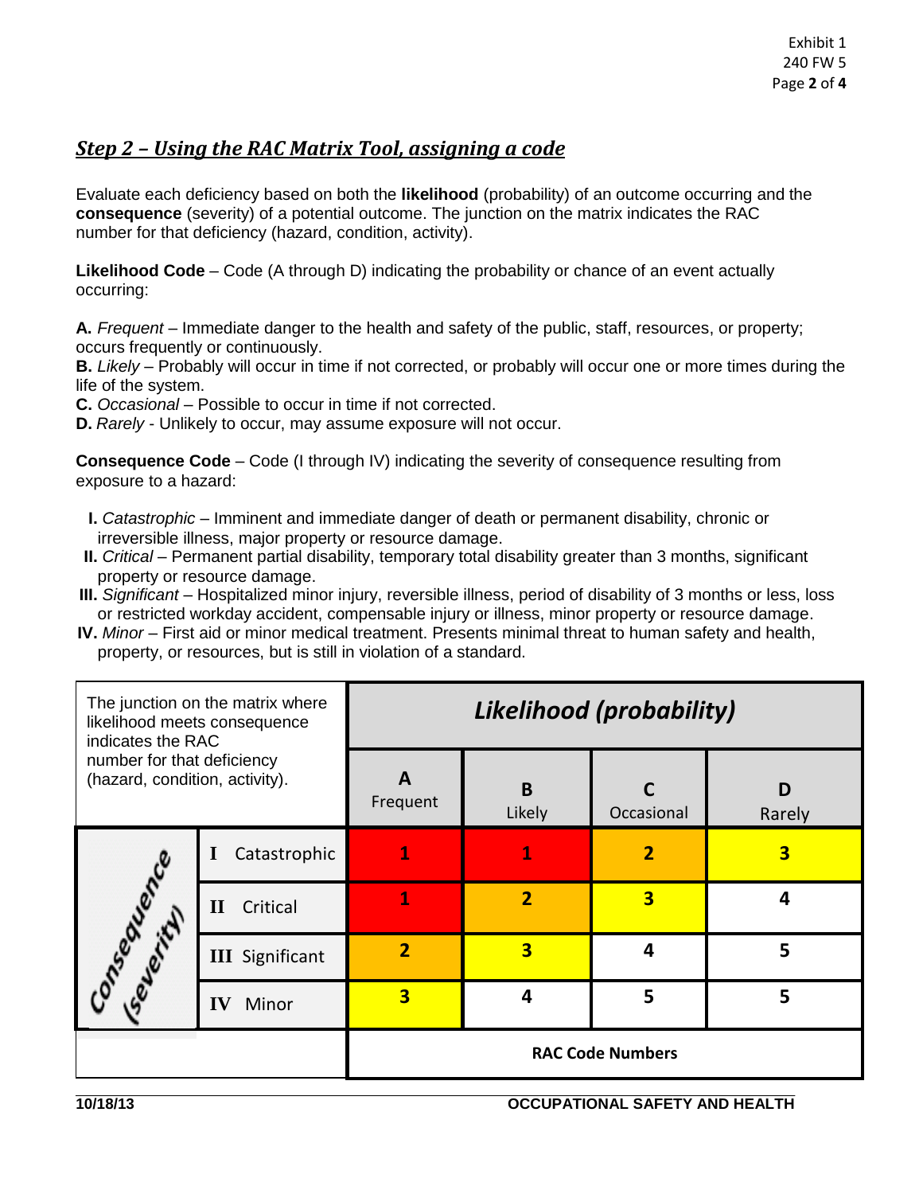## *Step 2 – Using the RAC Matrix Tool, assigning a code*

Evaluate each deficiency based on both the **likelihood** (probability) of an outcome occurring and the **consequence** (severity) of a potential outcome. The junction on the matrix indicates the RAC number for that deficiency (hazard, condition, activity).

**Likelihood Code** – Code (A through D) indicating the probability or chance of an event actually occurring:

**A.** *Frequent* – Immediate danger to the health and safety of the public, staff, resources, or property; occurs frequently or continuously.
**B.** *Likely* – Probably will occur in time if not corrected, or probably will occur one or more times during the life of the system.
**C.** *Occasional* – Possible to occur in time if not corrected.
**D.** *Rarely* - Unlikely to occur, may assume exposure will not occur.

**Consequence Code** – Code (I through IV) indicating the severity of consequence resulting from exposure to a hazard:

- **I.** *Catastrophic* – Imminent and immediate danger of death or permanent disability, chronic or irreversible illness, major property or resource damage.
- **II.** *Critical* – Permanent partial disability, temporary total disability greater than 3 months, significant property or resource damage.
- **III.** *Significant* – Hospitalized minor injury, reversible illness, period of disability of 3 months or less, loss or restricted workday accident, compensable injury or illness, minor property or resource damage.
- **IV.** *Minor* – First aid or minor medical treatment. Presents minimal threat to human safety and health, property, or resources, but is still in violation of a standard.

| The junction on the matrix where likelihood meets consequence indicates the RAC number for that deficiency (hazard, condition, activity). | | ***Likelihood (probability)*** | | | |
|---|---|---|---|---|---|
| | | **A** Frequent | **B** Likely | **C** Occasional | **D** Rarely |
| *Consequence (severity)* | **I** Catastrophic | **1** | **1** | **2** | **3** |
| | **II** Critical | **1** | **2** | **3** | **4** |
| | **III** Significant | **2** | **3** | **4** | **5** |
| | **IV** Minor | **3** | **4** | **5** | **5** |
| | | **RAC Code Numbers** | | | |

**10/18/13** **OCCUPATIONAL SAFETY AND HEALTH**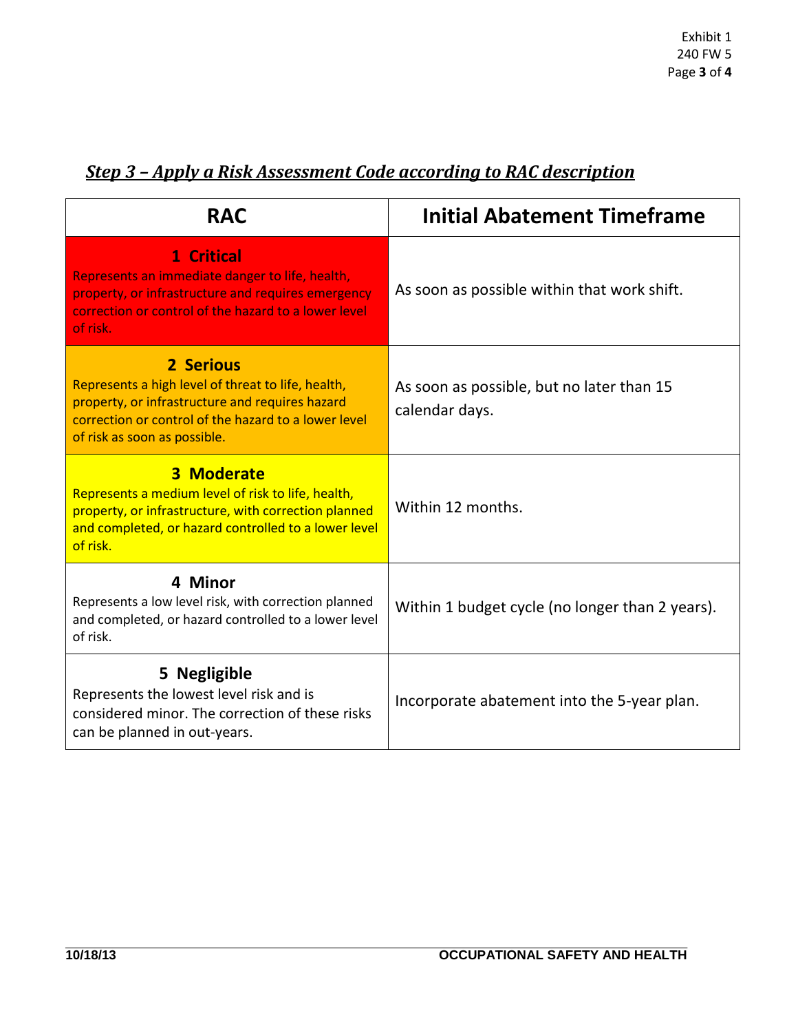## *Step 3 – Apply a Risk Assessment Code according to RAC description*

| RAC | Initial Abatement Timeframe |
|---|---|
| **1 Critical**<br>Represents an immediate danger to life, health, property, or infrastructure and requires emergency correction or control of the hazard to a lower level of risk. | As soon as possible within that work shift. |
| **2 Serious**<br>Represents a high level of threat to life, health, property, or infrastructure and requires hazard correction or control of the hazard to a lower level of risk as soon as possible. | As soon as possible, but no later than 15 calendar days. |
| **3 Moderate**<br>Represents a medium level of risk to life, health, property, or infrastructure, with correction planned and completed, or hazard controlled to a lower level of risk. | Within 12 months. |
| **4 Minor**<br>Represents a low level risk, with correction planned and completed, or hazard controlled to a lower level of risk. | Within 1 budget cycle (no longer than 2 years). |
| **5 Negligible**<br>Represents the lowest level risk and is considered minor. The correction of these risks can be planned in out-years. | Incorporate abatement into the 5-year plan. |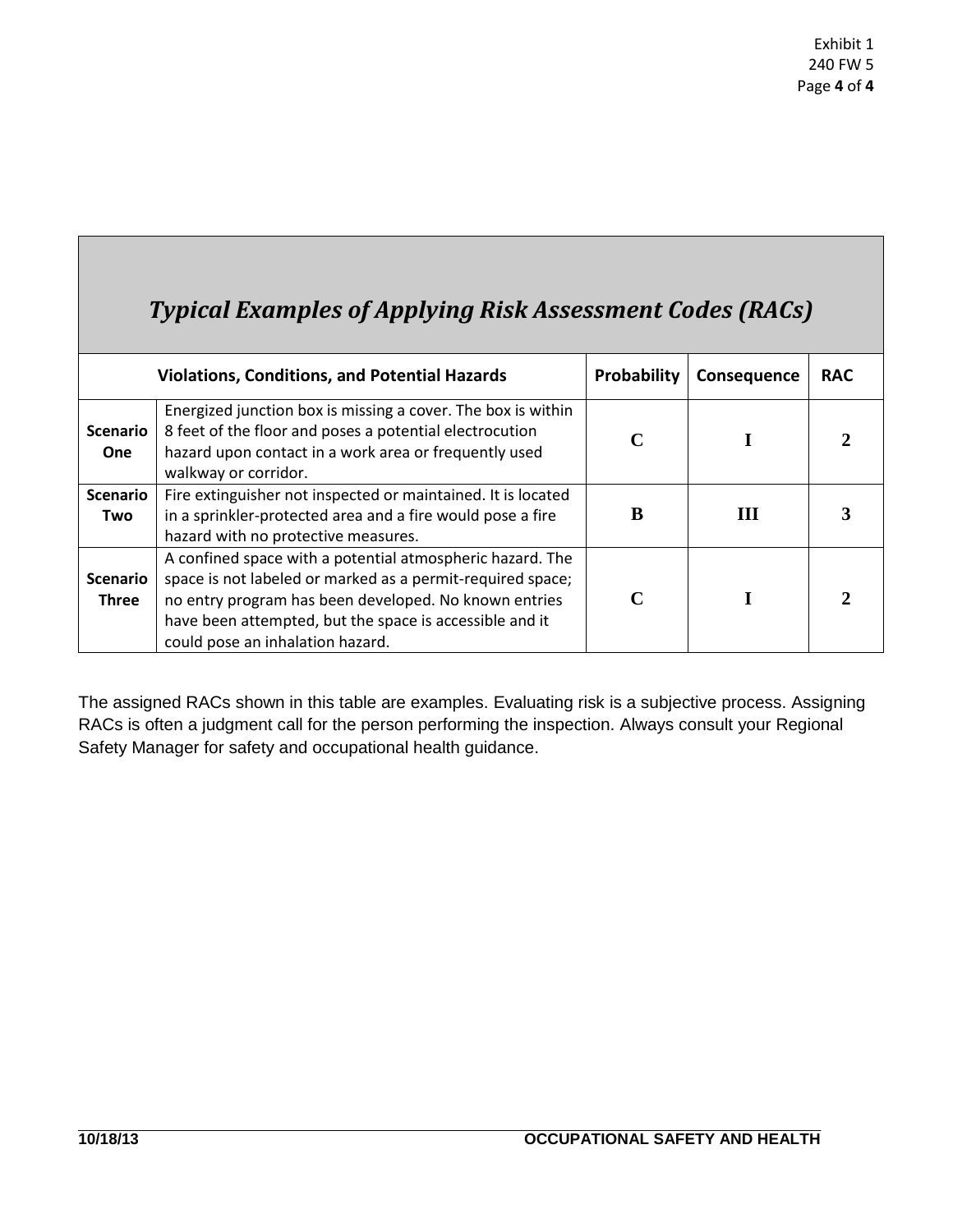## *Typical Examples of Applying Risk Assessment Codes (RACs)*

| Violations, Conditions, and Potential Hazards | | Probability | Consequence | RAC |
|---|---|---|---|---|
| **Scenario One** | Energized junction box is missing a cover. The box is within 8 feet of the floor and poses a potential electrocution hazard upon contact in a work area or frequently used walkway or corridor. | **C** | **I** | **2** |
| **Scenario Two** | Fire extinguisher not inspected or maintained. It is located in a sprinkler-protected area and a fire would pose a fire hazard with no protective measures. | **B** | **III** | **3** |
| **Scenario Three** | A confined space with a potential atmospheric hazard. The space is not labeled or marked as a permit-required space; no entry program has been developed. No known entries have been attempted, but the space is accessible and it could pose an inhalation hazard. | **C** | **I** | **2** |

The assigned RACs shown in this table are examples. Evaluating risk is a subjective process. Assigning RACs is often a judgment call for the person performing the inspection. Always consult your Regional Safety Manager for safety and occupational health guidance.